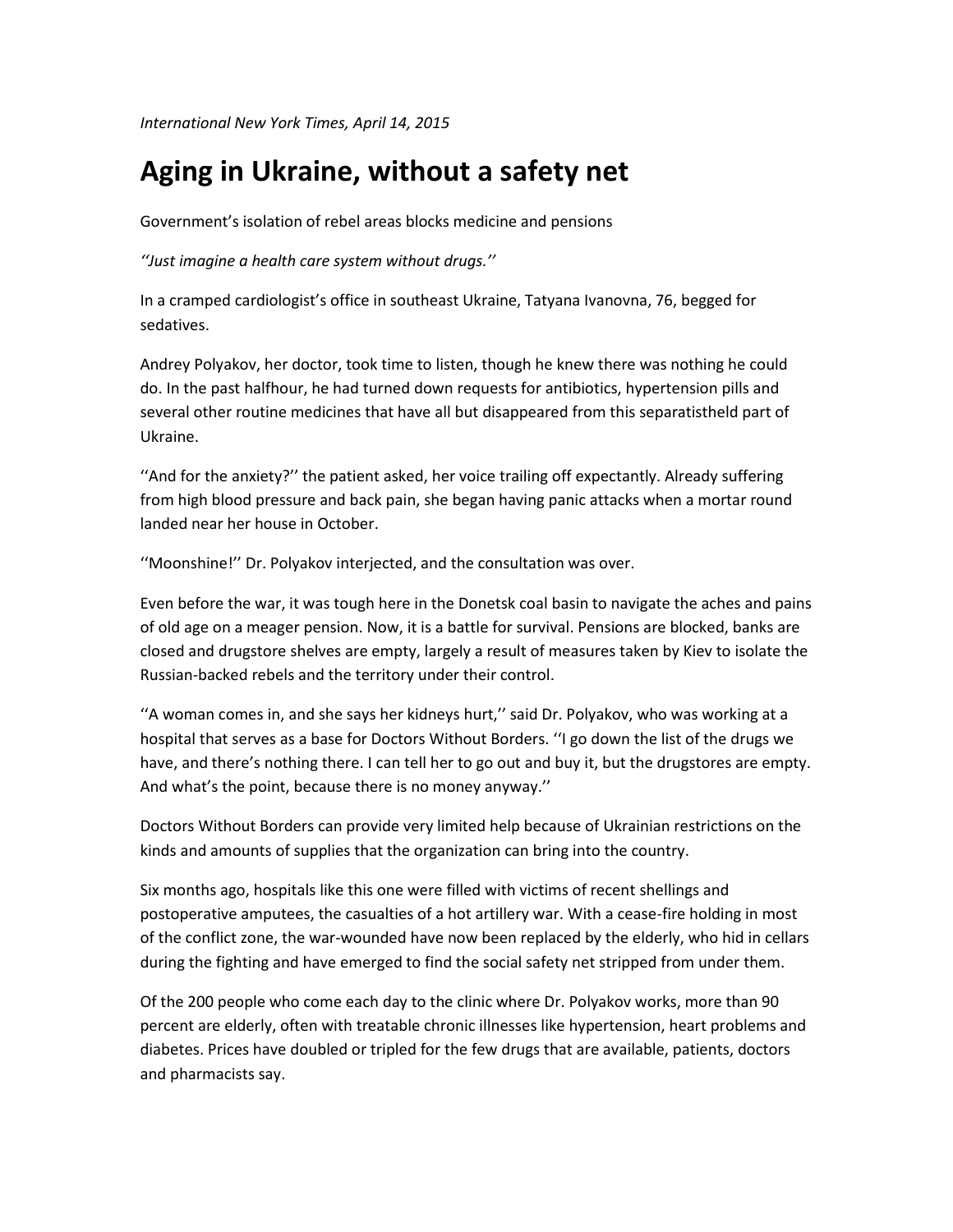*International New York Times, April 14, 2015*

# Aging in Ukraine, without a safety net

Government's isolation of rebel areas blocks medicine and pensions

*''Just imagine a health care system without drugs.''*

In a cramped cardiologist's office in southeast Ukraine, Tatyana Ivanovna, 76, begged for sedatives.

Andrey Polyakov, her doctor, took time to listen, though he knew there was nothing he could do. In the past halfhour, he had turned down requests for antibiotics, hypertension pills and several other routine medicines that have all but disappeared from this separatistheld part of Ukraine.

''And for the anxiety?'' the patient asked, her voice trailing off expectantly. Already suffering from high blood pressure and back pain, she began having panic attacks when a mortar round landed near her house in October.

''Moonshine!'' Dr. Polyakov interjected, and the consultation was over.

Even before the war, it was tough here in the Donetsk coal basin to navigate the aches and pains of old age on a meager pension. Now, it is a battle for survival. Pensions are blocked, banks are closed and drugstore shelves are empty, largely a result of measures taken by Kiev to isolate the Russian-backed rebels and the territory under their control.

''A woman comes in, and she says her kidneys hurt,'' said Dr. Polyakov, who was working at a hospital that serves as a base for Doctors Without Borders. ''I go down the list of the drugs we have, and there's nothing there. I can tell her to go out and buy it, but the drugstores are empty. And what's the point, because there is no money anyway.''

Doctors Without Borders can provide very limited help because of Ukrainian restrictions on the kinds and amounts of supplies that the organization can bring into the country.

Six months ago, hospitals like this one were filled with victims of recent shellings and postoperative amputees, the casualties of a hot artillery war. With a cease-fire holding in most of the conflict zone, the war-wounded have now been replaced by the elderly, who hid in cellars during the fighting and have emerged to find the social safety net stripped from under them.

Of the 200 people who come each day to the clinic where Dr. Polyakov works, more than 90 percent are elderly, often with treatable chronic illnesses like hypertension, heart problems and diabetes. Prices have doubled or tripled for the few drugs that are available, patients, doctors and pharmacists say.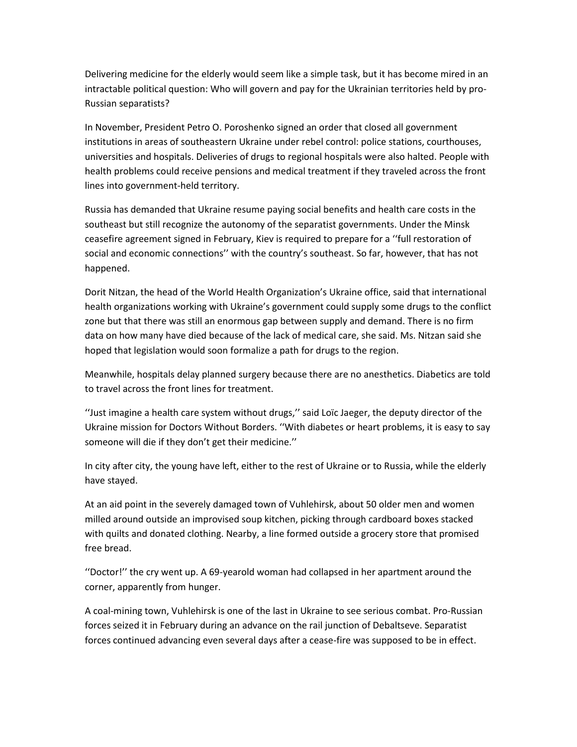Delivering medicine for the elderly would seem like a simple task, but it has become mired in an intractable political question: Who will govern and pay for the Ukrainian territories held by pro-Russian separatists?

In November, President Petro O. Poroshenko signed an order that closed all government institutions in areas of southeastern Ukraine under rebel control: police stations, courthouses, universities and hospitals. Deliveries of drugs to regional hospitals were also halted. People with health problems could receive pensions and medical treatment if they traveled across the front lines into government-held territory.

Russia has demanded that Ukraine resume paying social benefits and health care costs in the southeast but still recognize the autonomy of the separatist governments. Under the Minsk ceasefire agreement signed in February, Kiev is required to prepare for a ''full restoration of social and economic connections'' with the country's southeast. So far, however, that has not happened.

Dorit Nitzan, the head of the World Health Organization's Ukraine office, said that international health organizations working with Ukraine's government could supply some drugs to the conflict zone but that there was still an enormous gap between supply and demand. There is no firm data on how many have died because of the lack of medical care, she said. Ms. Nitzan said she hoped that legislation would soon formalize a path for drugs to the region.

Meanwhile, hospitals delay planned surgery because there are no anesthetics. Diabetics are told to travel across the front lines for treatment.

''Just imagine a health care system without drugs,'' said Loïc Jaeger, the deputy director of the Ukraine mission for Doctors Without Borders. ''With diabetes or heart problems, it is easy to say someone will die if they don't get their medicine.''

In city after city, the young have left, either to the rest of Ukraine or to Russia, while the elderly have stayed.

At an aid point in the severely damaged town of Vuhlehirsk, about 50 older men and women milled around outside an improvised soup kitchen, picking through cardboard boxes stacked with quilts and donated clothing. Nearby, a line formed outside a grocery store that promised free bread.

''Doctor!'' the cry went up. A 69-yearold woman had collapsed in her apartment around the corner, apparently from hunger.

A coal-mining town, Vuhlehirsk is one of the last in Ukraine to see serious combat. Pro-Russian forces seized it in February during an advance on the rail junction of Debaltseve. Separatist forces continued advancing even several days after a cease-fire was supposed to be in effect.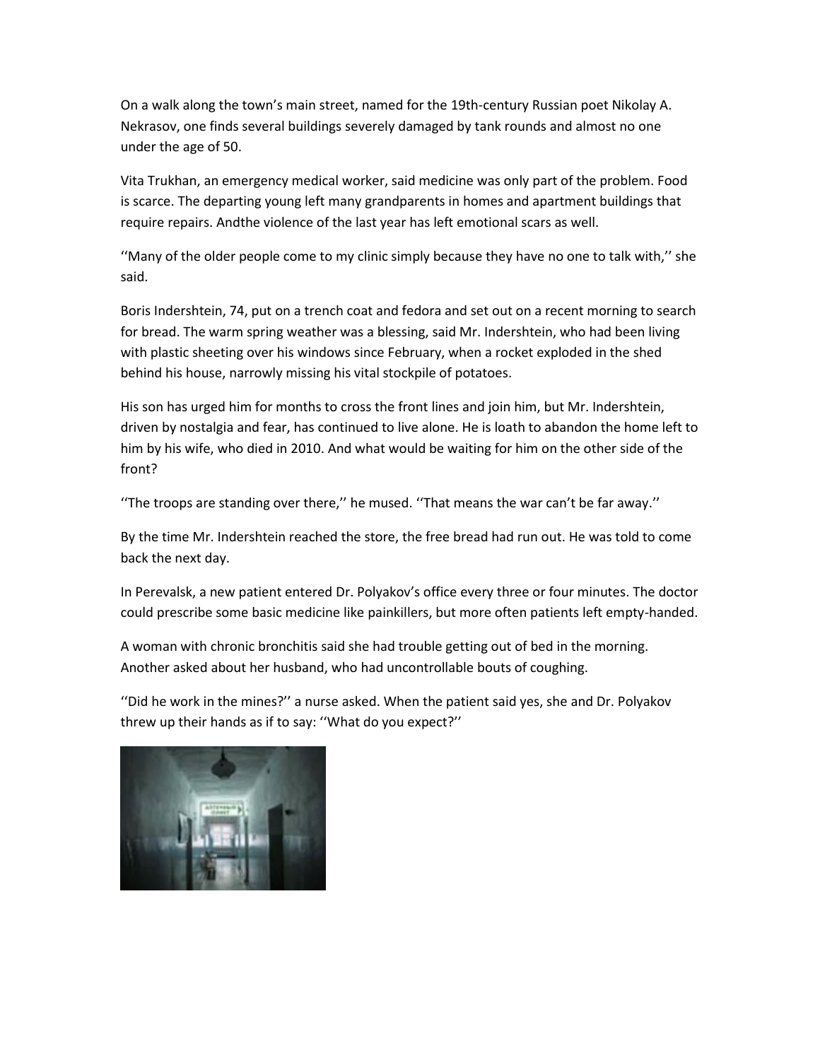On a walk along the town's main street, named for the 19th-century Russian poet Nikolay A. Nekrasov, one finds several buildings severely damaged by tank rounds and almost no one under the age of 50.

Vita Trukhan, an emergency medical worker, said medicine was only part of the problem. Food is scarce. The departing young left many grandparents in homes and apartment buildings that require repairs. Andthe violence of the last year has left emotional scars as well.

''Many of the older people come to my clinic simply because they have no one to talk with,'' she said.

Boris Indershtein, 74, put on a trench coat and fedora and set out on a recent morning to search for bread. The warm spring weather was a blessing, said Mr. Indershtein, who had been living with plastic sheeting over his windows since February, when a rocket exploded in the shed behind his house, narrowly missing his vital stockpile of potatoes.

His son has urged him for months to cross the front lines and join him, but Mr. Indershtein, driven by nostalgia and fear, has continued to live alone. He is loath to abandon the home left to him by his wife, who died in 2010. And what would be waiting for him on the other side of the front?

''The troops are standing over there,'' he mused. ''That means the war can't be far away.''

By the time Mr. Indershtein reached the store, the free bread had run out. He was told to come back the next day.

In Perevalsk, a new patient entered Dr. Polyakov's office every three or four minutes. The doctor could prescribe some basic medicine like painkillers, but more often patients left empty-handed.

A woman with chronic bronchitis said she had trouble getting out of bed in the morning. Another asked about her husband, who had uncontrollable bouts of coughing.

''Did he work in the mines?'' a nurse asked. When the patient said yes, she and Dr. Polyakov threw up their hands as if to say: ''What do you expect?''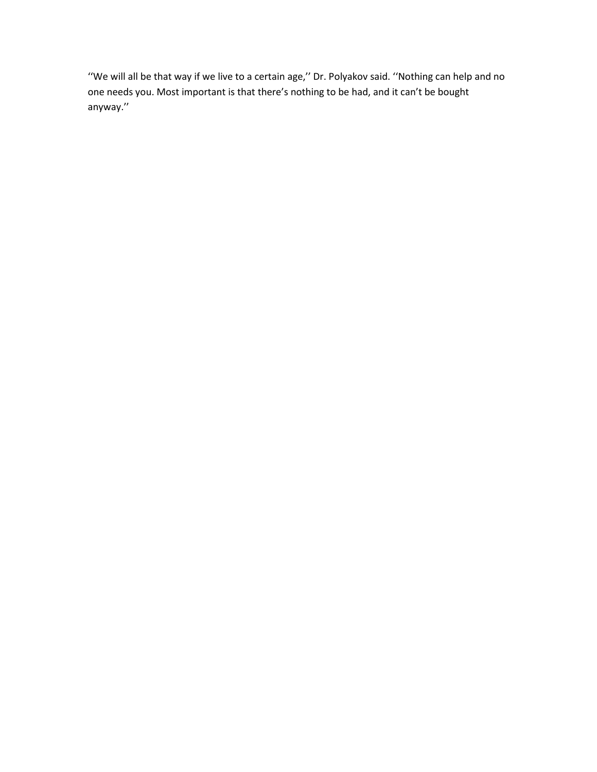''We will all be that way if we live to a certain age,'' Dr. Polyakov said. ''Nothing can help and no one needs you. Most important is that there's nothing to be had, and it can't be bought anyway.''